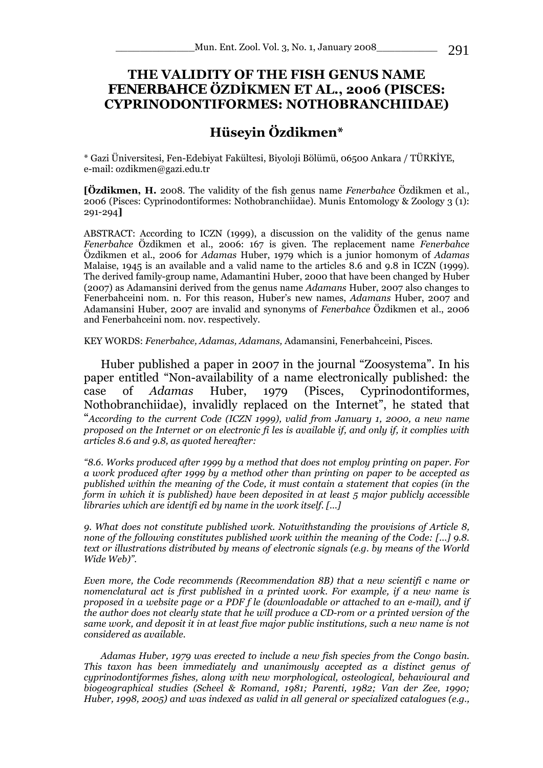# THE VALIDITY OF THE FISH GENUS NAME FENERBAHCE ÖZDİKMEN ET AL., 2006 (PISCES: CYPRINODONTIFORMES: NOTHOBRANCHIIDAE)

## Hüseyin Özdikmen*

\* Gazi Üniversitesi, Fen-Edebiyat Fakültesi, Biyoloji Bölümü, 06500 Ankara / TÜRKİYE, e-mail: ozdikmen@gazi.edu.tr

**[Özdikmen, H.** 2008. The validity of the fish genus name *Fenerbahce* Özdikmen et al., 2006 (Pisces: Cyprinodontiformes: Nothobranchiidae). Munis Entomology & Zoology 3 (1): 291-294**]**

ABSTRACT: According to ICZN (1999), a discussion on the validity of the genus name *Fenerbahce* Özdikmen et al., 2006: 167 is given. The replacement name *Fenerbahce* Özdikmen et al., 2006 for *Adamas* Huber, 1979 which is a junior homonym of *Adamas* Malaise, 1945 is an available and a valid name to the articles 8.6 and 9.8 in ICZN (1999). The derived family-group name, Adamantini Huber, 2000 that have been changed by Huber (2007) as Adamansini derived from the genus name *Adamans* Huber, 2007 also changes to Fenerbahceini nom. n. For this reason, Huber's new names, *Adamans* Huber, 2007 and Adamansini Huber, 2007 are invalid and synonyms of *Fenerbahce* Özdikmen et al., 2006 and Fenerbahceini nom. nov. respectively.

KEY WORDS: *Fenerbahce, Adamas, Adamans,* Adamansini, Fenerbahceini, Pisces.

Huber published a paper in 2007 in the journal "Zoosystema". In his paper entitled "Non-availability of a name electronically published: the case of *Adamas* Huber, 1979 (Pisces, Cyprinodontiformes, Nothobranchiidae), invalidly replaced on the Internet", he stated that "*According to the current Code (ICZN 1999), valid from January 1, 2000, a new name proposed on the Internet or on electronic fi les is available if, and only if, it complies with articles 8.6 and 9.8, as quoted hereafter:*

*"8.6. Works produced after 1999 by a method that does not employ printing on paper. For a work produced after 1999 by a method other than printing on paper to be accepted as published within the meaning of the Code, it must contain a statement that copies (in the form in which it is published) have been deposited in at least 5 major publicly accessible libraries which are identifi ed by name in the work itself. [...]*

*9. What does not constitute published work. Notwithstanding the provisions of Article 8, none of the following constitutes published work within the meaning of the Code: [...] 9.8. text or illustrations distributed by means of electronic signals (e.g. by means of the World Wide Web)".*

*Even more, the Code recommends (Recommendation 8B) that a new scientifi c name or nomenclatural act is first published in a printed work. For example, if a new name is proposed in a website page or a PDF f le (downloadable or attached to an e-mail), and if the author does not clearly state that he will produce a CD-rom or a printed version of the same work, and deposit it in at least five major public institutions, such a new name is not considered as available.*

*Adamas Huber, 1979 was erected to include a new fish species from the Congo basin. This taxon has been immediately and unanimously accepted as a distinct genus of cyprinodontiformes fishes, along with new morphological, osteological, behavioural and biogeographical studies (Scheel & Romand, 1981; Parenti, 1982; Van der Zee, 1990; Huber, 1998, 2005) and was indexed as valid in all general or specialized catalogues (e.g.,*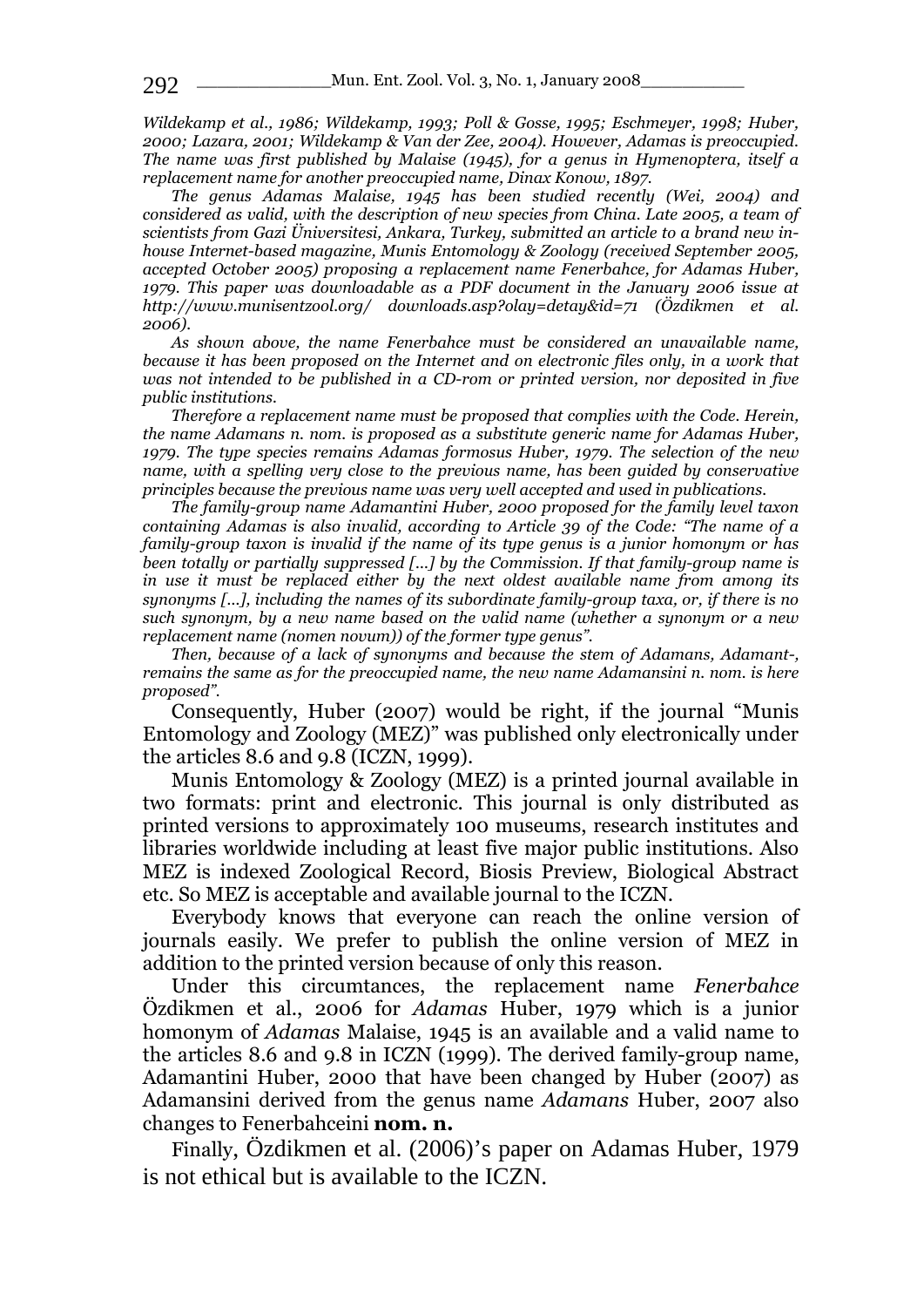*Wildekamp et al., 1986; Wildekamp, 1993; Poll & Gosse, 1995; Eschmeyer, 1998; Huber, 2000; Lazara, 2001; Wildekamp & Van der Zee, 2004). However, Adamas is preoccupied. The name was first published by Malaise (1945), for a genus in Hymenoptera, itself a replacement name for another preoccupied name, Dinax Konow, 1897.*

*The genus Adamas Malaise, 1945 has been studied recently (Wei, 2004) and considered as valid, with the description of new species from China. Late 2005, a team of scientists from Gazi Üniversitesi, Ankara, Turkey, submitted an article to a brand new in-house Internet-based magazine, Munis Entomology & Zoology (received September 2005, accepted October 2005) proposing a replacement name Fenerbahce, for Adamas Huber, 1979. This paper was downloadable as a PDF document in the January 2006 issue at http://www.munisentzool.org/ downloads.asp?olay=detay&id=71 (Özdikmen et al. 2006).*

*As shown above, the name Fenerbahce must be considered an unavailable name, because it has been proposed on the Internet and on electronic files only, in a work that was not intended to be published in a CD-rom or printed version, nor deposited in five public institutions.*

*Therefore a replacement name must be proposed that complies with the Code. Herein, the name Adamans n. nom. is proposed as a substitute generic name for Adamas Huber, 1979. The type species remains Adamas formosus Huber, 1979. The selection of the new name, with a spelling very close to the previous name, has been guided by conservative principles because the previous name was very well accepted and used in publications.*

*The family-group name Adamantini Huber, 2000 proposed for the family level taxon containing Adamas is also invalid, according to Article 39 of the Code: "The name of a family-group taxon is invalid if the name of its type genus is a junior homonym or has been totally or partially suppressed [...] by the Commission. If that family-group name is in use it must be replaced either by the next oldest available name from among its synonyms [...], including the names of its subordinate family-group taxa, or, if there is no such synonym, by a new name based on the valid name (whether a synonym or a new replacement name (nomen novum)) of the former type genus".*

*Then, because of a lack of synonyms and because the stem of Adamans, Adamant-, remains the same as for the preoccupied name, the new name Adamansini n. nom. is here proposed".*

Consequently, Huber (2007) would be right, if the journal "Munis Entomology and Zoology (MEZ)" was published only electronically under the articles 8.6 and 9.8 (ICZN, 1999).

Munis Entomology & Zoology (MEZ) is a printed journal available in two formats: print and electronic. This journal is only distributed as printed versions to approximately 100 museums, research institutes and libraries worldwide including at least five major public institutions. Also MEZ is indexed Zoological Record, Biosis Preview, Biological Abstract etc. So MEZ is acceptable and available journal to the ICZN.

Everybody knows that everyone can reach the online version of journals easily. We prefer to publish the online version of MEZ in addition to the printed version because of only this reason.

Under this circumtances, the replacement name *Fenerbahce* Özdikmen et al., 2006 for *Adamas* Huber, 1979 which is a junior homonym of *Adamas* Malaise, 1945 is an available and a valid name to the articles 8.6 and 9.8 in ICZN (1999). The derived family-group name, Adamantini Huber, 2000 that have been changed by Huber (2007) as Adamansini derived from the genus name *Adamans* Huber, 2007 also changes to Fenerbahceini **nom. n.**

Finally, Özdikmen et al. (2006)'s paper on Adamas Huber, 1979 is not ethical but is available to the ICZN.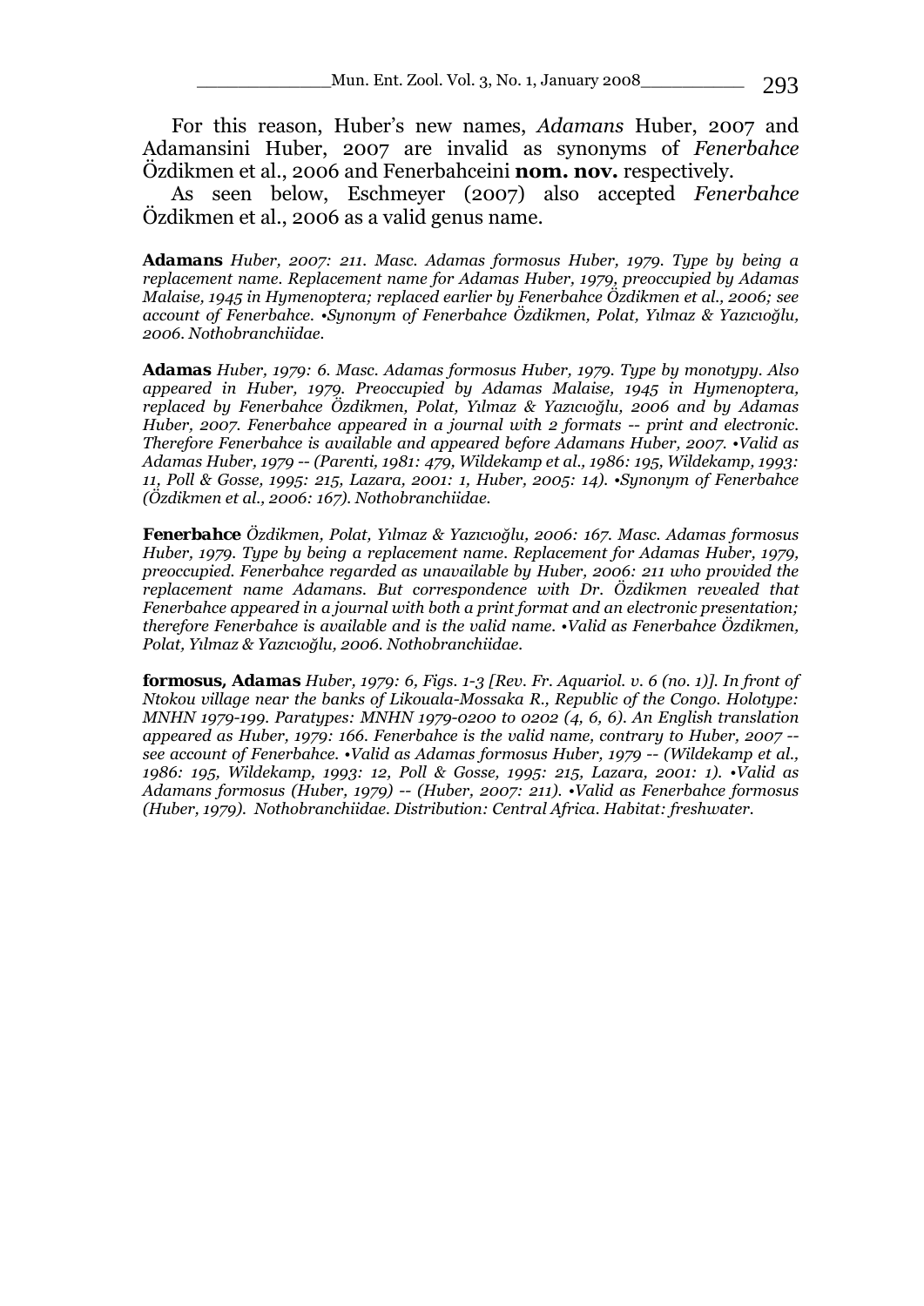For this reason, Huber's new names, *Adamans* Huber, 2007 and Adamansini Huber, 2007 are invalid as synonyms of *Fenerbahce* Özdikmen et al., 2006 and Fenerbahceini **nom. nov.** respectively.

As seen below, Eschmeyer (2007) also accepted *Fenerbahce* Özdikmen et al., 2006 as a valid genus name.

**Adamans** *Huber, 2007: 211. Masc. Adamas formosus Huber, 1979. Type by being a replacement name. Replacement name for Adamas Huber, 1979, preoccupied by Adamas Malaise, 1945 in Hymenoptera; replaced earlier by Fenerbahce Özdikmen et al., 2006; see account of Fenerbahce. •Synonym of Fenerbahce Özdikmen, Polat, Yılmaz & Yazıcıoğlu, 2006. Nothobranchiidae.*

**Adamas** *Huber, 1979: 6. Masc. Adamas formosus Huber, 1979. Type by monotypy. Also appeared in Huber, 1979. Preoccupied by Adamas Malaise, 1945 in Hymenoptera, replaced by Fenerbahce Özdikmen, Polat, Yılmaz & Yazıcıoğlu, 2006 and by Adamas Huber, 2007. Fenerbahce appeared in a journal with 2 formats -- print and electronic. Therefore Fenerbahce is available and appeared before Adamans Huber, 2007. •Valid as Adamas Huber, 1979 -- (Parenti, 1981: 479, Wildekamp et al., 1986: 195, Wildekamp, 1993: 11, Poll & Gosse, 1995: 215, Lazara, 2001: 1, Huber, 2005: 14). •Synonym of Fenerbahce (Özdikmen et al., 2006: 167). Nothobranchiidae.*

**Fenerbahce** *Özdikmen, Polat, Yılmaz & Yazıcıoğlu, 2006: 167. Masc. Adamas formosus Huber, 1979. Type by being a replacement name. Replacement for Adamas Huber, 1979, preoccupied. Fenerbahce regarded as unavailable by Huber, 2006: 211 who provided the replacement name Adamans. But correspondence with Dr. Özdikmen revealed that Fenerbahce appeared in a journal with both a print format and an electronic presentation; therefore Fenerbahce is available and is the valid name. •Valid as Fenerbahce Özdikmen, Polat, Yılmaz & Yazıcıoğlu, 2006. Nothobranchiidae.*

**formosus, Adamas** *Huber, 1979: 6, Figs. 1-3 [Rev. Fr. Aquariol. v. 6 (no. 1)]. In front of Ntokou village near the banks of Likouala-Mossaka R., Republic of the Congo. Holotype: MNHN 1979-199. Paratypes: MNHN 1979-0200 to 0202 (4, 6, 6). An English translation appeared as Huber, 1979: 166. Fenerbahce is the valid name, contrary to Huber, 2007 -- see account of Fenerbahce. •Valid as Adamas formosus Huber, 1979 -- (Wildekamp et al., 1986: 195, Wildekamp, 1993: 12, Poll & Gosse, 1995: 215, Lazara, 2001: 1). •Valid as Adamans formosus (Huber, 1979) -- (Huber, 2007: 211). •Valid as Fenerbahce formosus (Huber, 1979). Nothobranchiidae. Distribution: Central Africa. Habitat: freshwater.*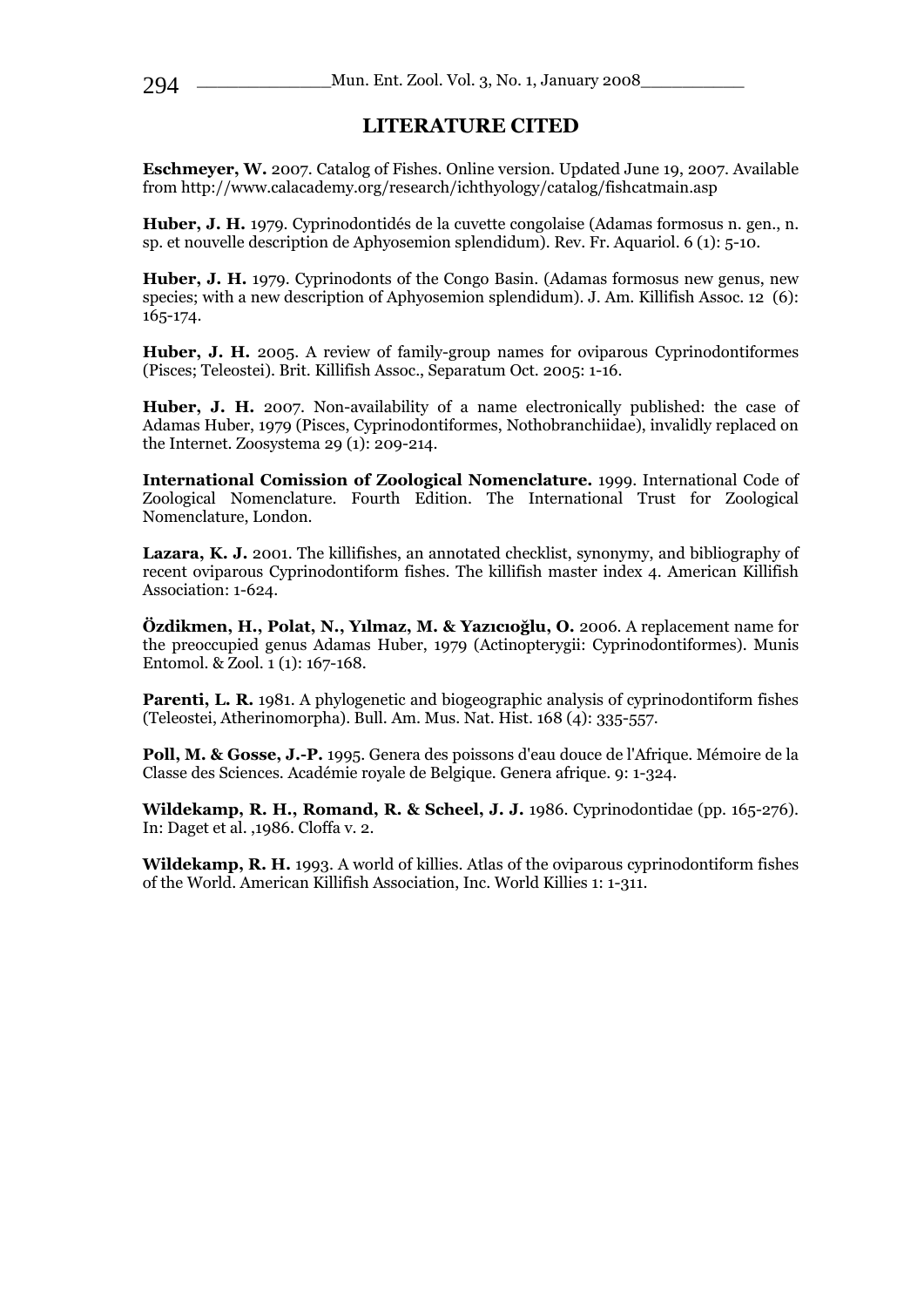## LITERATURE CITED

**Eschmeyer, W.** 2007. Catalog of Fishes. Online version. Updated June 19, 2007. Available from http://www.calacademy.org/research/ichthyology/catalog/fishcatmain.asp

**Huber, J. H.** 1979. Cyprinodontidés de la cuvette congolaise (Adamas formosus n. gen., n. sp. et nouvelle description de Aphyosemion splendidum). Rev. Fr. Aquariol. 6 (1): 5-10.

**Huber, J. H.** 1979. Cyprinodonts of the Congo Basin. (Adamas formosus new genus, new species; with a new description of Aphyosemion splendidum). J. Am. Killifish Assoc. 12 (6): 165-174.

**Huber, J. H.** 2005. A review of family-group names for oviparous Cyprinodontiformes (Pisces; Teleostei). Brit. Killifish Assoc., Separatum Oct. 2005: 1-16.

**Huber, J. H.** 2007. Non-availability of a name electronically published: the case of Adamas Huber, 1979 (Pisces, Cyprinodontiformes, Nothobranchiidae), invalidly replaced on the Internet. Zoosystema 29 (1): 209-214.

**International Comission of Zoological Nomenclature.** 1999. International Code of Zoological Nomenclature. Fourth Edition. The International Trust for Zoological Nomenclature, London.

**Lazara, K. J.** 2001. The killifishes, an annotated checklist, synonymy, and bibliography of recent oviparous Cyprinodontiform fishes. The killifish master index 4. American Killifish Association: 1-624.

**Özdikmen, H., Polat, N., Yılmaz, M. & Yazıcıoğlu, O.** 2006. A replacement name for the preoccupied genus Adamas Huber, 1979 (Actinopterygii: Cyprinodontiformes). Munis Entomol. & Zool. 1 (1): 167-168.

**Parenti, L. R.** 1981. A phylogenetic and biogeographic analysis of cyprinodontiform fishes (Teleostei, Atherinomorpha). Bull. Am. Mus. Nat. Hist. 168 (4): 335-557.

**Poll, M. & Gosse, J.-P.** 1995. Genera des poissons d'eau douce de l'Afrique. Mémoire de la Classe des Sciences. Académie royale de Belgique. Genera afrique. 9: 1-324.

**Wildekamp, R. H., Romand, R. & Scheel, J. J.** 1986. Cyprinodontidae (pp. 165-276). In: Daget et al. ,1986. Cloffa v. 2.

**Wildekamp, R. H.** 1993. A world of killies. Atlas of the oviparous cyprinodontiform fishes of the World. American Killifish Association, Inc. World Killies 1: 1-311.